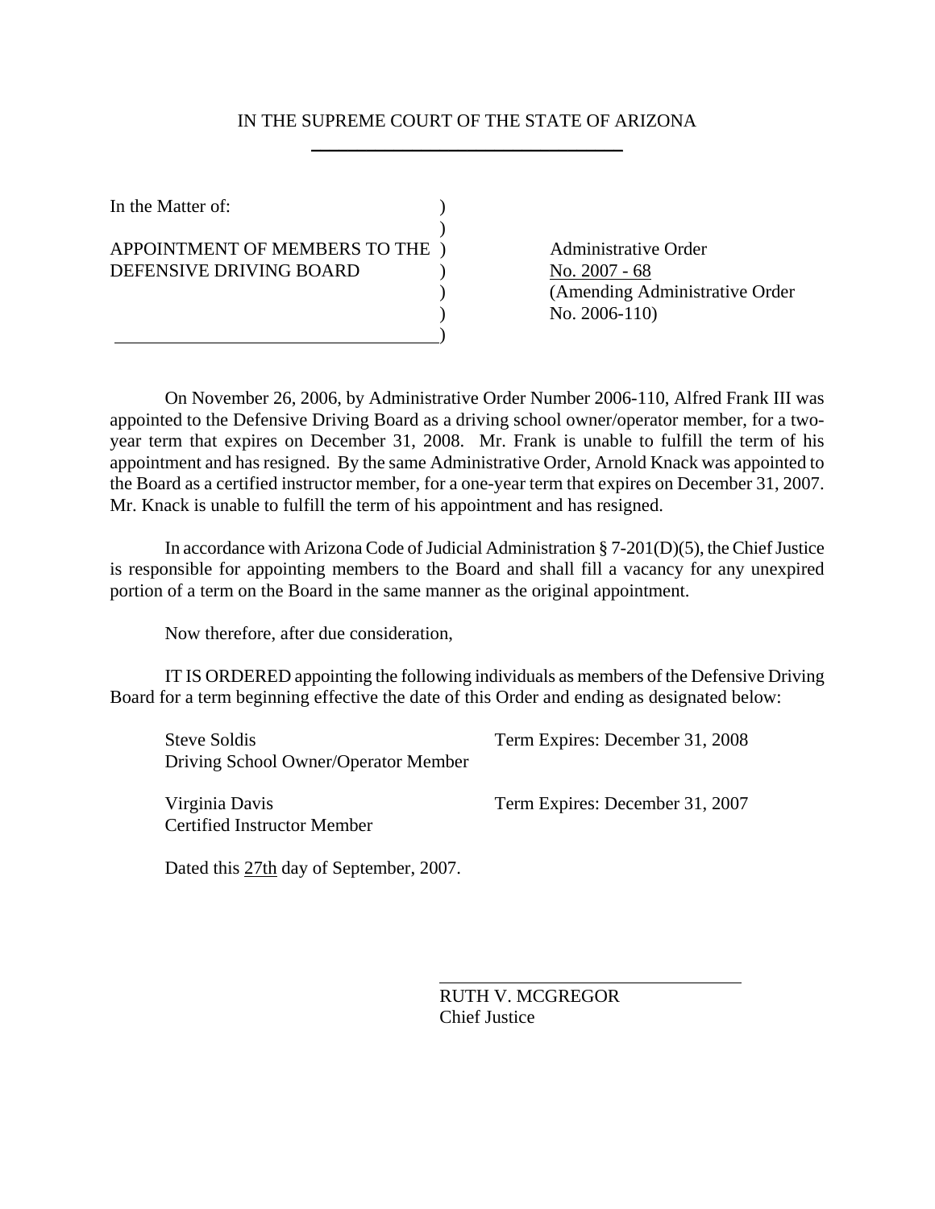IN THE SUPREME COURT OF THE STATE OF ARIZONA

| | |
|---|---|
| In the Matter of:<br><br>APPOINTMENT OF MEMBERS TO THE DEFENSIVE DRIVING BOARD | Administrative Order<br>No. 2007 - 68<br>(Amending Administrative Order No. 2006-110) |

On November 26, 2006, by Administrative Order Number 2006-110, Alfred Frank III was appointed to the Defensive Driving Board as a driving school owner/operator member, for a two-year term that expires on December 31, 2008. Mr. Frank is unable to fulfill the term of his appointment and has resigned. By the same Administrative Order, Arnold Knack was appointed to the Board as a certified instructor member, for a one-year term that expires on December 31, 2007. Mr. Knack is unable to fulfill the term of his appointment and has resigned.

In accordance with Arizona Code of Judicial Administration § 7-201(D)(5), the Chief Justice is responsible for appointing members to the Board and shall fill a vacancy for any unexpired portion of a term on the Board in the same manner as the original appointment.

Now therefore, after due consideration,

IT IS ORDERED appointing the following individuals as members of the Defensive Driving Board for a term beginning effective the date of this Order and ending as designated below:

| | |
|---|---|
| Steve Soldis<br>Driving School Owner/Operator Member | Term Expires: December 31, 2008 |
| Virginia Davis<br>Certified Instructor Member | Term Expires: December 31, 2007 |

Dated this 27th day of September, 2007.

RUTH V. MCGREGOR
Chief Justice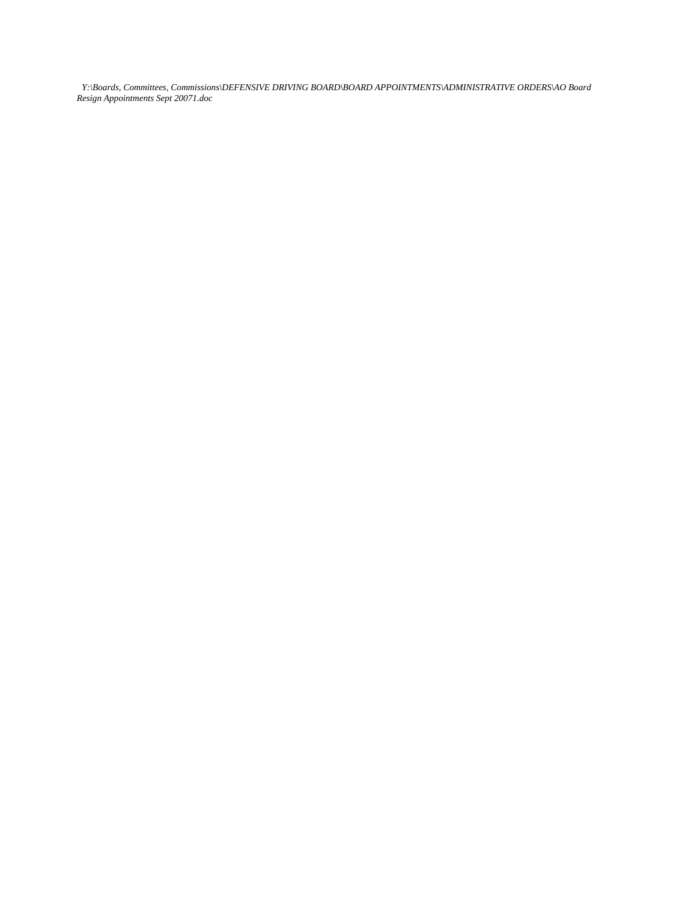*Y:\Boards, Committees, Commissions\DEFENSIVE DRIVING BOARD\BOARD APPOINTMENTS\ADMINISTRATIVE ORDERS\AO Board Resign Appointments Sept 20071.doc*